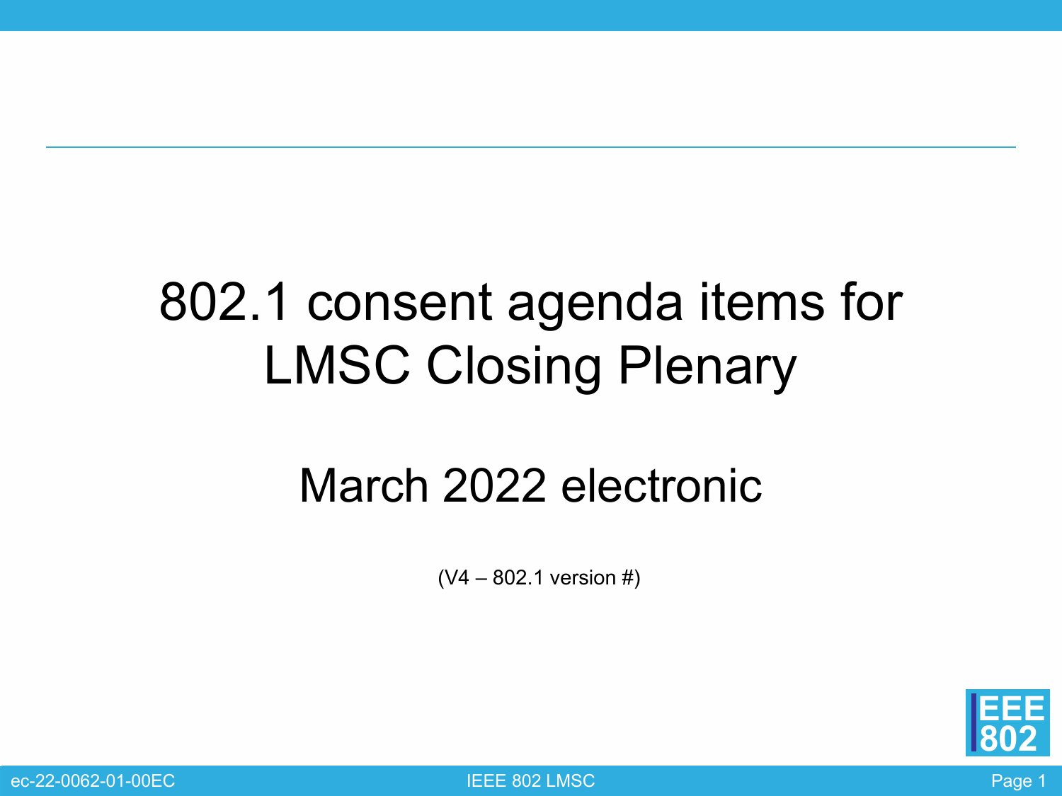# 802.1 consent agenda items for LMSC Closing Plenary

## March 2022 electronic

(V4 – 802.1 version #)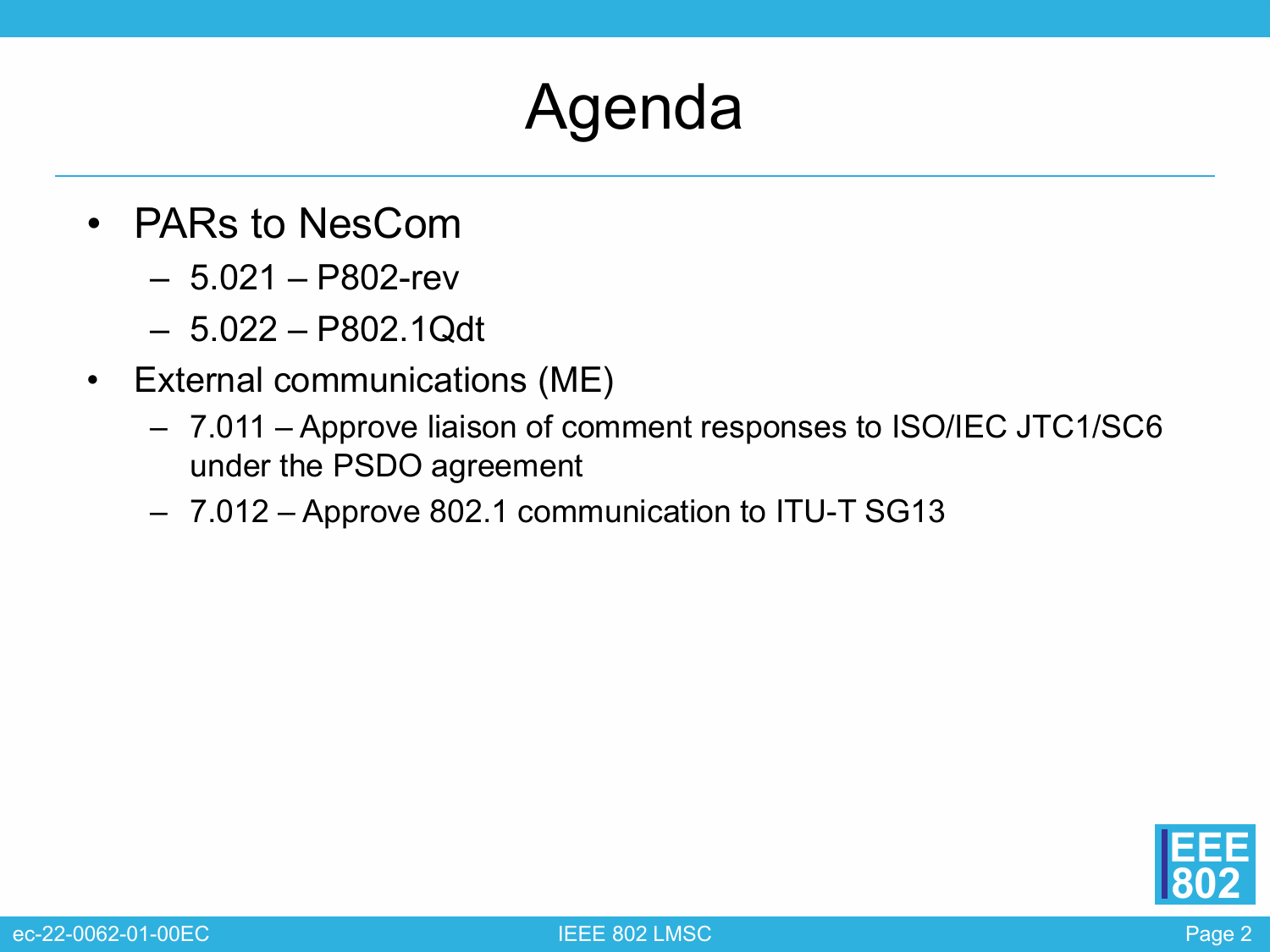# Agenda

- PARs to NesCom
  - 5.021 – P802-rev
  - 5.022 – P802.1Qdt
- External communications (ME)
  - 7.011 – Approve liaison of comment responses to ISO/IEC JTC1/SC6 under the PSDO agreement
  - 7.012 – Approve 802.1 communication to ITU-T SG13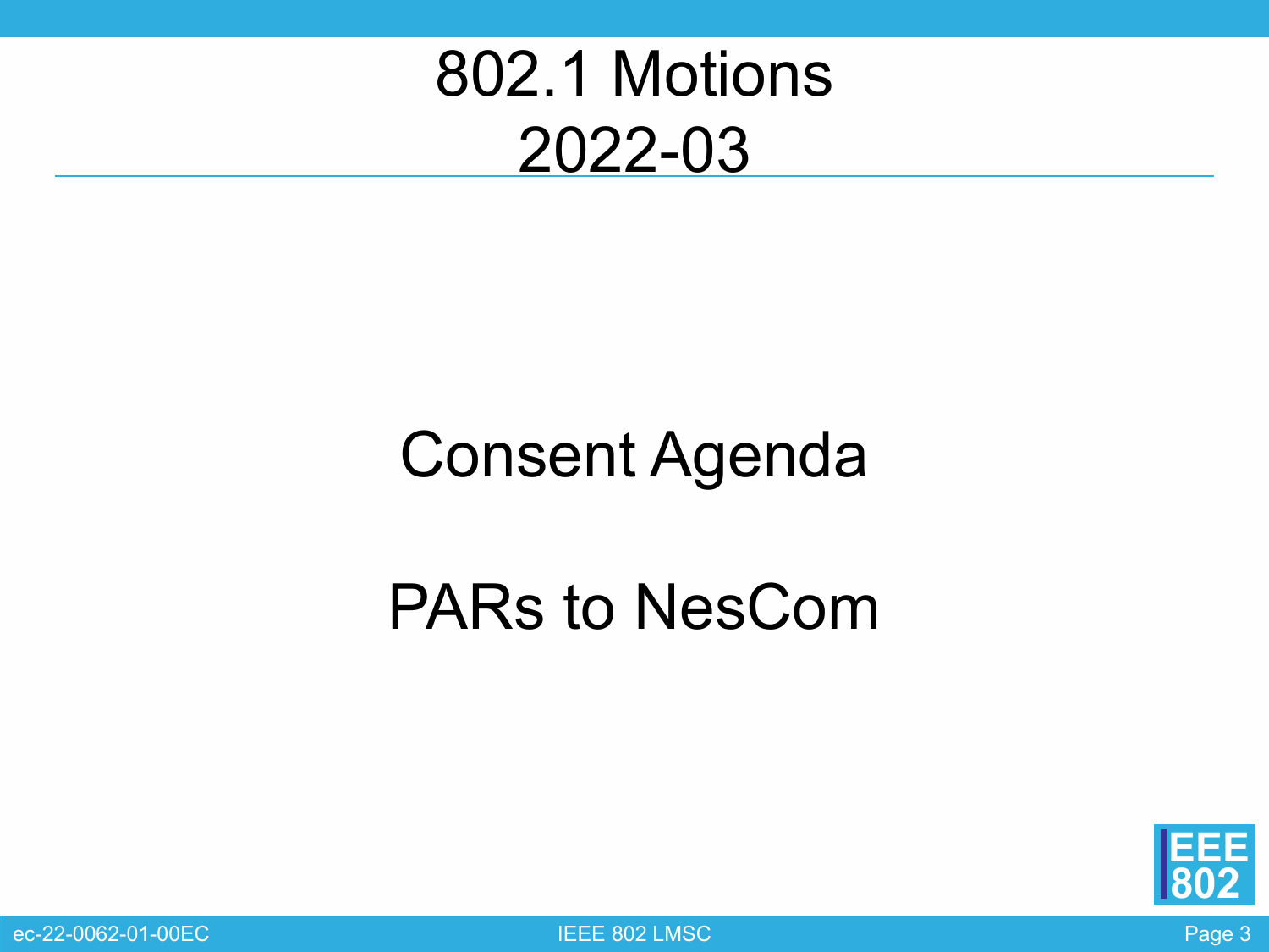# 802.1 Motions 2022-03

## Consent Agenda

## PARs to NesCom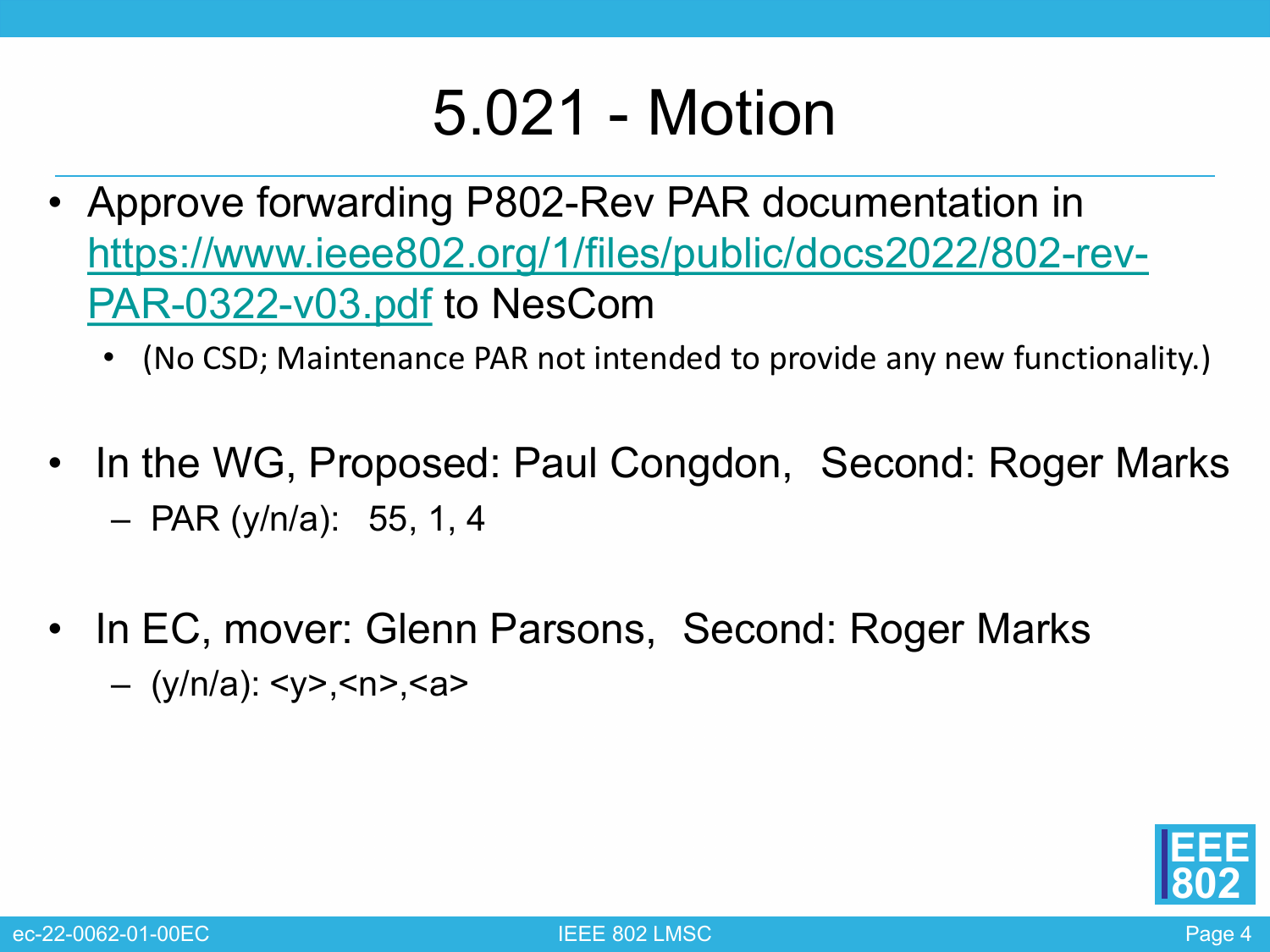# 5.021 - Motion

- Approve forwarding P802-Rev PAR documentation in [https://www.ieee802.org/1/files/public/docs2022/802-rev-PAR-0322-v03.pdf](https://www.ieee802.org/1/files/public/docs2022/802-rev-PAR-0322-v03.pdf) to NesCom
  - (No CSD; Maintenance PAR not intended to provide any new functionality.)

- In the WG, Proposed: Paul Congdon, Second: Roger Marks
  - PAR (y/n/a): 55, 1, 4

- In EC, mover: Glenn Parsons, Second: Roger Marks
  - (y/n/a): <y>,<n>,<a>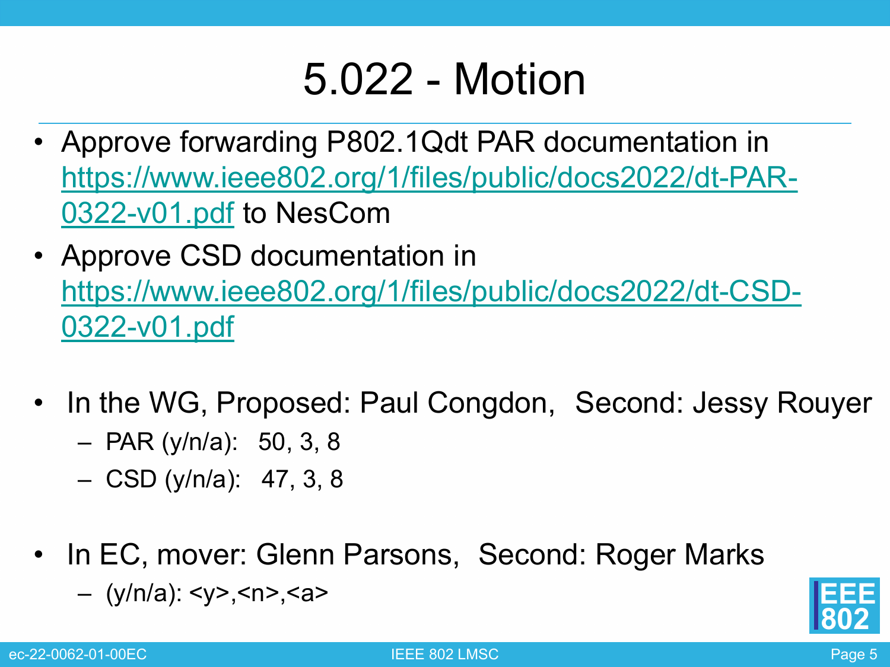# 5.022 - Motion

- Approve forwarding P802.1Qdt PAR documentation in https://www.ieee802.org/1/files/public/docs2022/dt-PAR-0322-v01.pdf to NesCom
- Approve CSD documentation in https://www.ieee802.org/1/files/public/docs2022/dt-CSD-0322-v01.pdf

- In the WG, Proposed: Paul Congdon, Second: Jessy Rouyer
  - PAR (y/n/a): 50, 3, 8
  - CSD (y/n/a): 47, 3, 8

- In EC, mover: Glenn Parsons, Second: Roger Marks
  - (y/n/a): <y>,<n>,<a>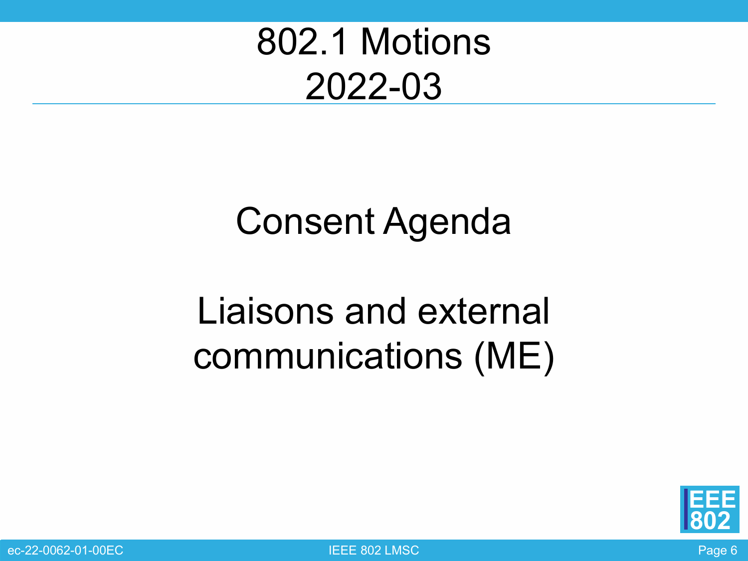# 802.1 Motions 2022-03

## Consent Agenda

## Liaisons and external communications (ME)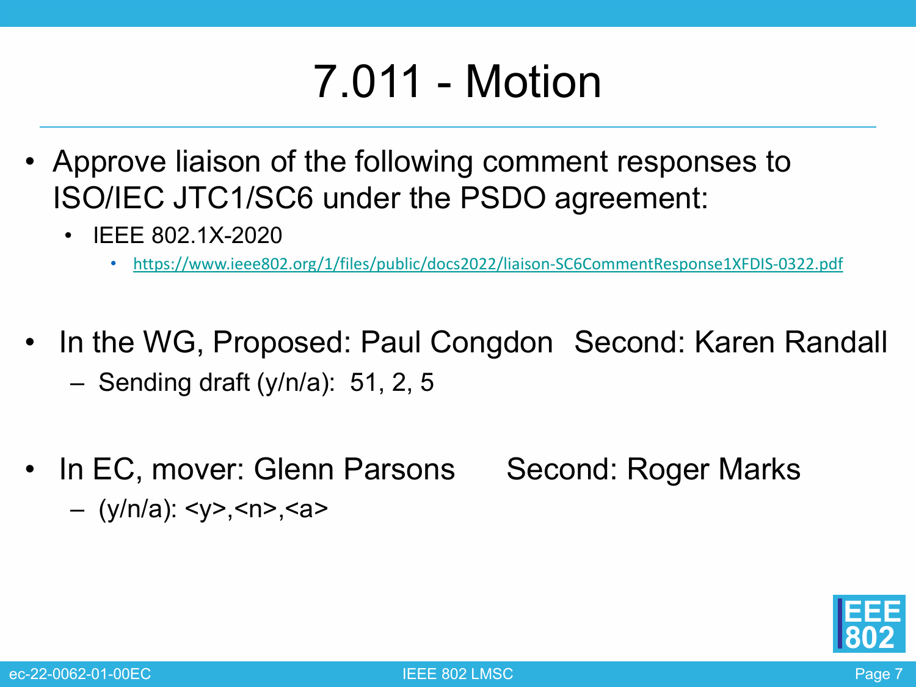# 7.011 - Motion

- Approve liaison of the following comment responses to ISO/IEC JTC1/SC6 under the PSDO agreement:
  - IEEE 802.1X-2020
    - https://www.ieee802.org/1/files/public/docs2022/liaison-SC6CommentResponse1XFDIS-0322.pdf

- In the WG, Proposed: Paul Congdon   Second: Karen Randall
  – Sending draft (y/n/a): 51, 2, 5

- In EC, mover: Glenn Parsons   Second: Roger Marks
  – (y/n/a): <y>,<n>,<a>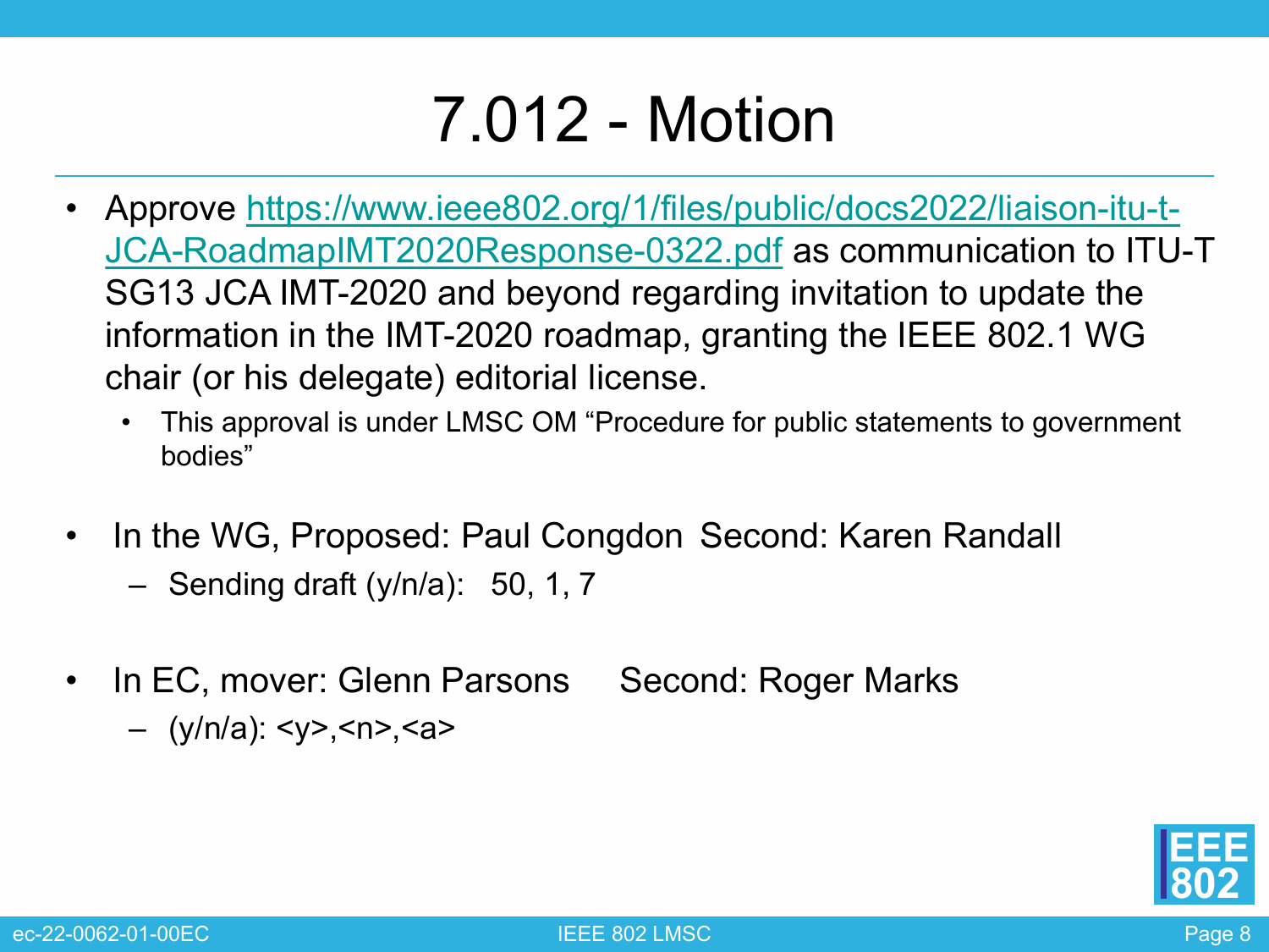# 7.012 - Motion

- Approve https://www.ieee802.org/1/files/public/docs2022/liaison-itu-t-JCA-RoadmapIMT2020Response-0322.pdf as communication to ITU-T SG13 JCA IMT-2020 and beyond regarding invitation to update the information in the IMT-2020 roadmap, granting the IEEE 802.1 WG chair (or his delegate) editorial license.
  - This approval is under LMSC OM "Procedure for public statements to government bodies"

- In the WG, Proposed: Paul Congdon Second: Karen Randall
  - Sending draft (y/n/a): 50, 1, 7

- In EC, mover: Glenn Parsons Second: Roger Marks
  - (y/n/a): <y>,<n>,<a>